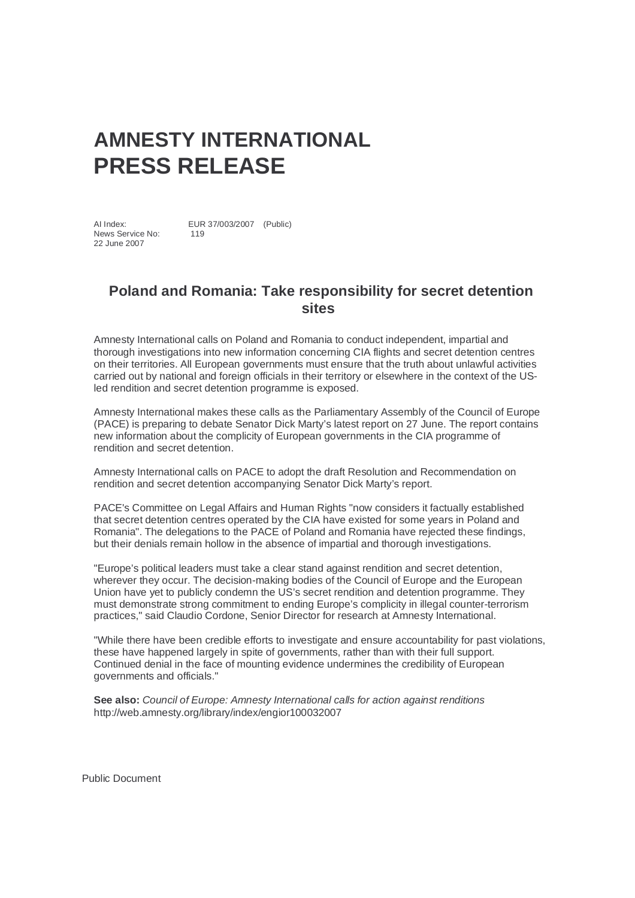# AMNESTY INTERNATIONAL PRESS RELEASE

AI Index: EUR 37/003/2007 (Public)
News Service No: 119
22 June 2007

## Poland and Romania: Take responsibility for secret detention sites

Amnesty International calls on Poland and Romania to conduct independent, impartial and thorough investigations into new information concerning CIA flights and secret detention centres on their territories. All European governments must ensure that the truth about unlawful activities carried out by national and foreign officials in their territory or elsewhere in the context of the US-led rendition and secret detention programme is exposed.

Amnesty International makes these calls as the Parliamentary Assembly of the Council of Europe (PACE) is preparing to debate Senator Dick Marty's latest report on 27 June. The report contains new information about the complicity of European governments in the CIA programme of rendition and secret detention.

Amnesty International calls on PACE to adopt the draft Resolution and Recommendation on rendition and secret detention accompanying Senator Dick Marty's report.

PACE's Committee on Legal Affairs and Human Rights "now considers it factually established that secret detention centres operated by the CIA have existed for some years in Poland and Romania". The delegations to the PACE of Poland and Romania have rejected these findings, but their denials remain hollow in the absence of impartial and thorough investigations.

"Europe's political leaders must take a clear stand against rendition and secret detention, wherever they occur. The decision-making bodies of the Council of Europe and the European Union have yet to publicly condemn the US's secret rendition and detention programme. They must demonstrate strong commitment to ending Europe's complicity in illegal counter-terrorism practices," said Claudio Cordone, Senior Director for research at Amnesty International.

"While there have been credible efforts to investigate and ensure accountability for past violations, these have happened largely in spite of governments, rather than with their full support. Continued denial in the face of mounting evidence undermines the credibility of European governments and officials."

**See also:** *Council of Europe: Amnesty International calls for action against renditions* http://web.amnesty.org/library/index/engior100032007

Public Document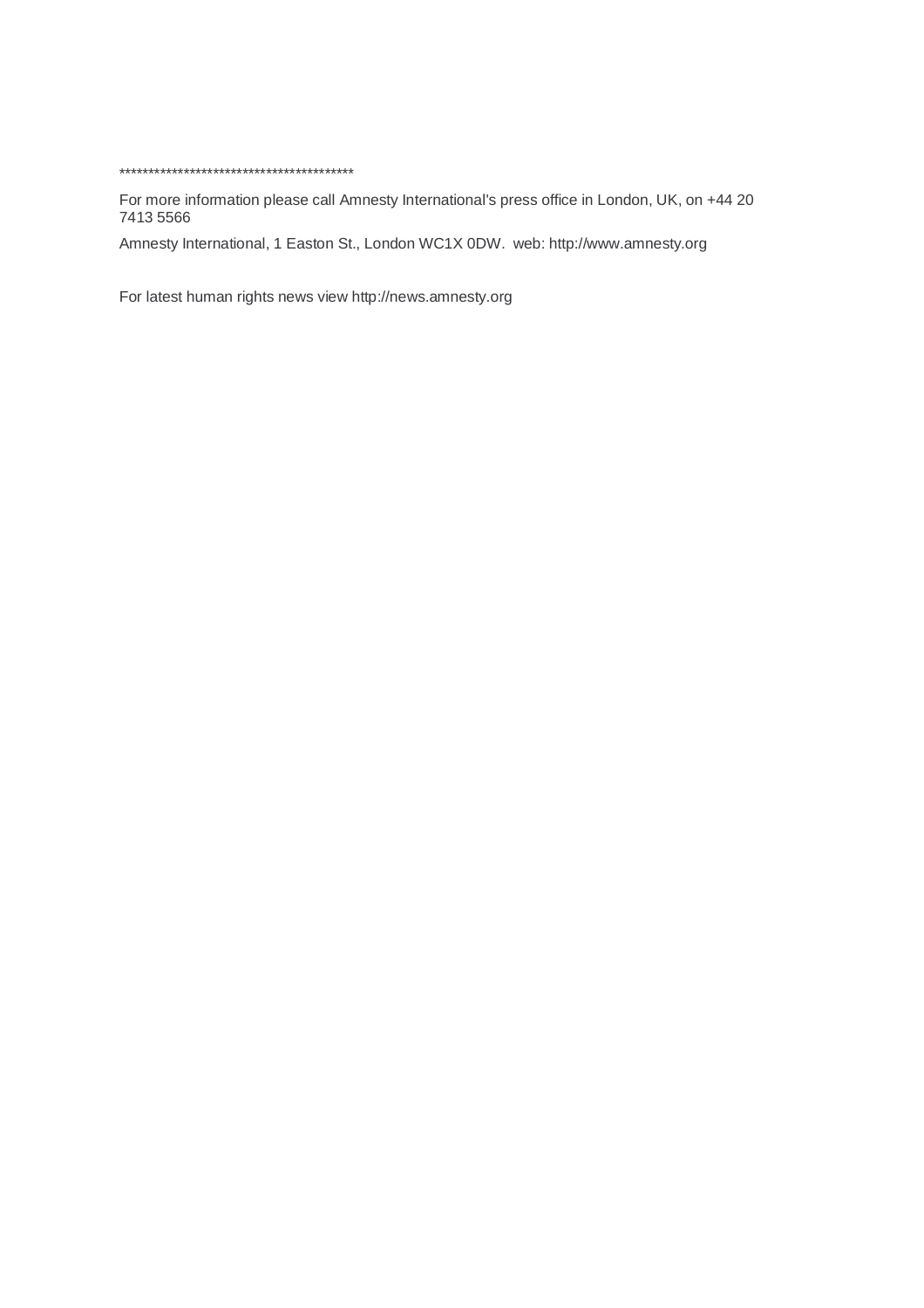****************************************

For more information please call Amnesty International's press office in London, UK, on +44 20 7413 5566

Amnesty International, 1 Easton St., London WC1X 0DW.  web: http://www.amnesty.org

For latest human rights news view http://news.amnesty.org